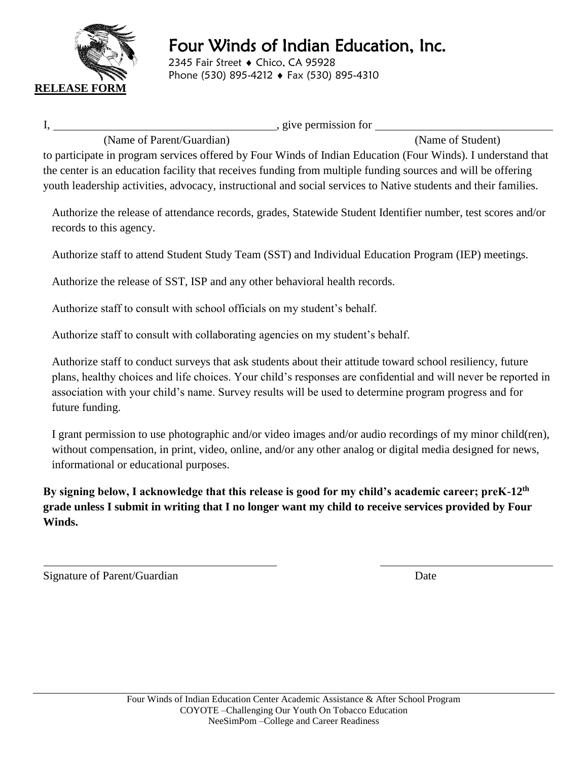# Four Winds of Indian Education, Inc.

2345 Fair Street ♦ Chico, CA 95928
Phone (530) 895-4212 ♦ Fax (530) 895-4310

**RELEASE FORM**

I, ______________________________, give permission for ______________________________
(Name of Parent/Guardian) (Name of Student)

to participate in program services offered by Four Winds of Indian Education (Four Winds). I understand that the center is an education facility that receives funding from multiple funding sources and will be offering youth leadership activities, advocacy, instructional and social services to Native students and their families.

Authorize the release of attendance records, grades, Statewide Student Identifier number, test scores and/or records to this agency.

Authorize staff to attend Student Study Team (SST) and Individual Education Program (IEP) meetings.

Authorize the release of SST, ISP and any other behavioral health records.

Authorize staff to consult with school officials on my student's behalf.

Authorize staff to consult with collaborating agencies on my student's behalf.

Authorize staff to conduct surveys that ask students about their attitude toward school resiliency, future plans, healthy choices and life choices. Your child's responses are confidential and will never be reported in association with your child's name. Survey results will be used to determine program progress and for future funding.

I grant permission to use photographic and/or video images and/or audio recordings of my minor child(ren), without compensation, in print, video, online, and/or any other analog or digital media designed for news, informational or educational purposes.

**By signing below, I acknowledge that this release is good for my child's academic career; preK-12th grade unless I submit in writing that I no longer want my child to receive services provided by Four Winds.**

______________________________ ______________________________
Signature of Parent/Guardian Date

Four Winds of Indian Education Center Academic Assistance & After School Program
COYOTE –Challenging Our Youth On Tobacco Education
NeeSimPom –College and Career Readiness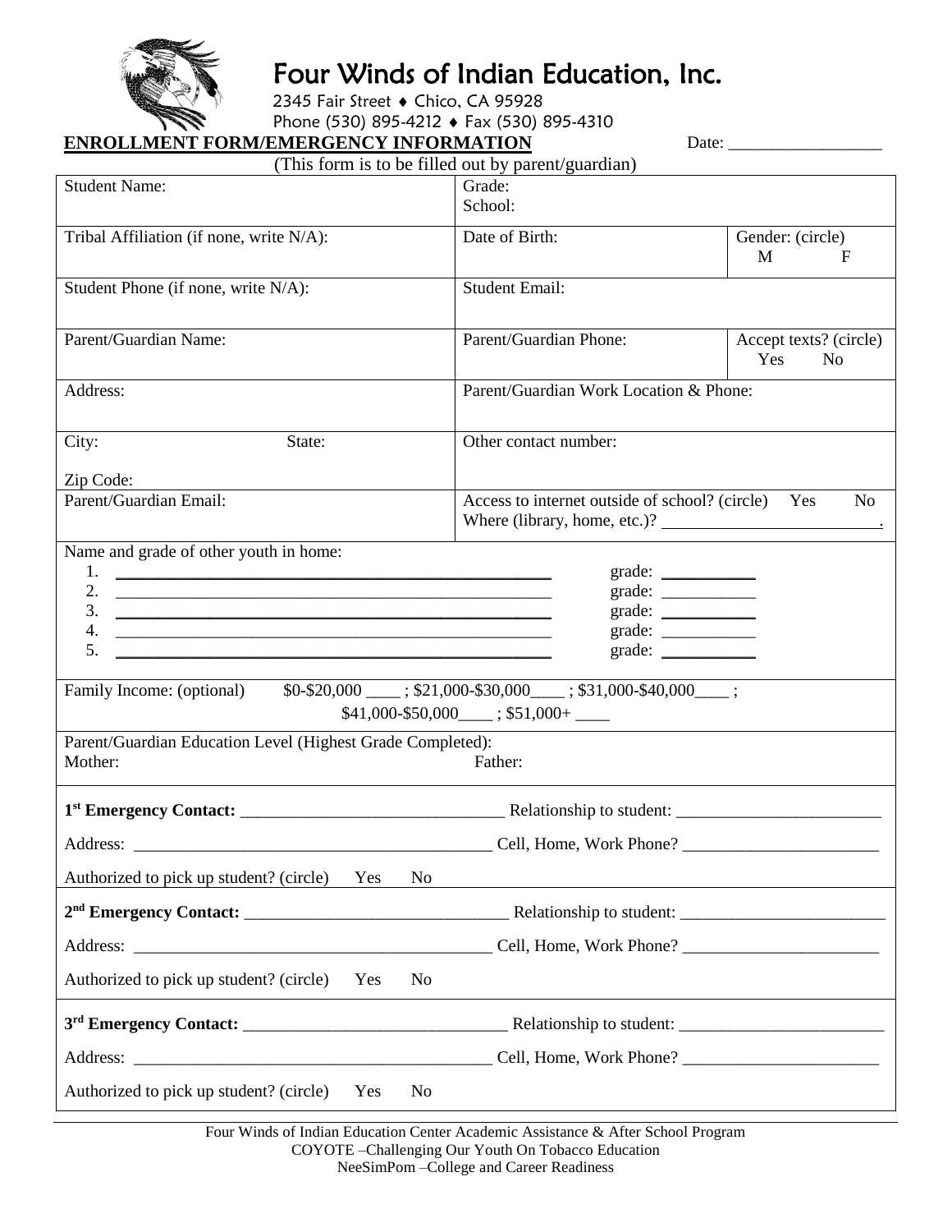# Four Winds of Indian Education, Inc.

2345 Fair Street ♦ Chico, CA 95928
Phone (530) 895-4212 ♦ Fax (530) 895-4310

**ENROLLMENT FORM/EMERGENCY INFORMATION** Date: ___________________

(This form is to be filled out by parent/guardian)

| | | |
|---|---|---|
| Student Name: | Grade:<br>School: | |
| Tribal Affiliation (if none, write N/A): | Date of Birth: | Gender: (circle)<br>M F |
| Student Phone (if none, write N/A): | Student Email: | |
| Parent/Guardian Name: | Parent/Guardian Phone: | Accept texts? (circle)<br>Yes No |
| Address: | Parent/Guardian Work Location & Phone: | |
| City: State:<br>Zip Code: | Other contact number: | |
| Parent/Guardian Email: | Access to internet outside of school? (circle) Yes No<br>Where (library, home, etc.)? ___________________________. | |

Name and grade of other youth in home:

1. ______________________________________________ grade: ___________
2. ______________________________________________ grade: ___________
3. ______________________________________________ grade: ___________
4. ______________________________________________ grade: ___________
5. ______________________________________________ grade: ___________

Family Income: (optional) $0-$20,000 ____ ; $21,000-$30,000____ ; $31,000-$40,000____ ; $41,000-$50,000____ ; $51,000+ ____

Parent/Guardian Education Level (Highest Grade Completed):
Mother: Father:

**1st Emergency Contact:** ________________________________ Relationship to student: _________________________

Address: ____________________________________________ Cell, Home, Work Phone? ________________________

Authorized to pick up student? (circle) Yes No

**2nd Emergency Contact:** ________________________________ Relationship to student: _________________________

Address: ____________________________________________ Cell, Home, Work Phone? ________________________

Authorized to pick up student? (circle) Yes No

**3rd Emergency Contact:** ________________________________ Relationship to student: _________________________

Address: ____________________________________________ Cell, Home, Work Phone? ________________________

Authorized to pick up student? (circle) Yes No

Four Winds of Indian Education Center Academic Assistance & After School Program
COYOTE –Challenging Our Youth On Tobacco Education
NeeSimPom –College and Career Readiness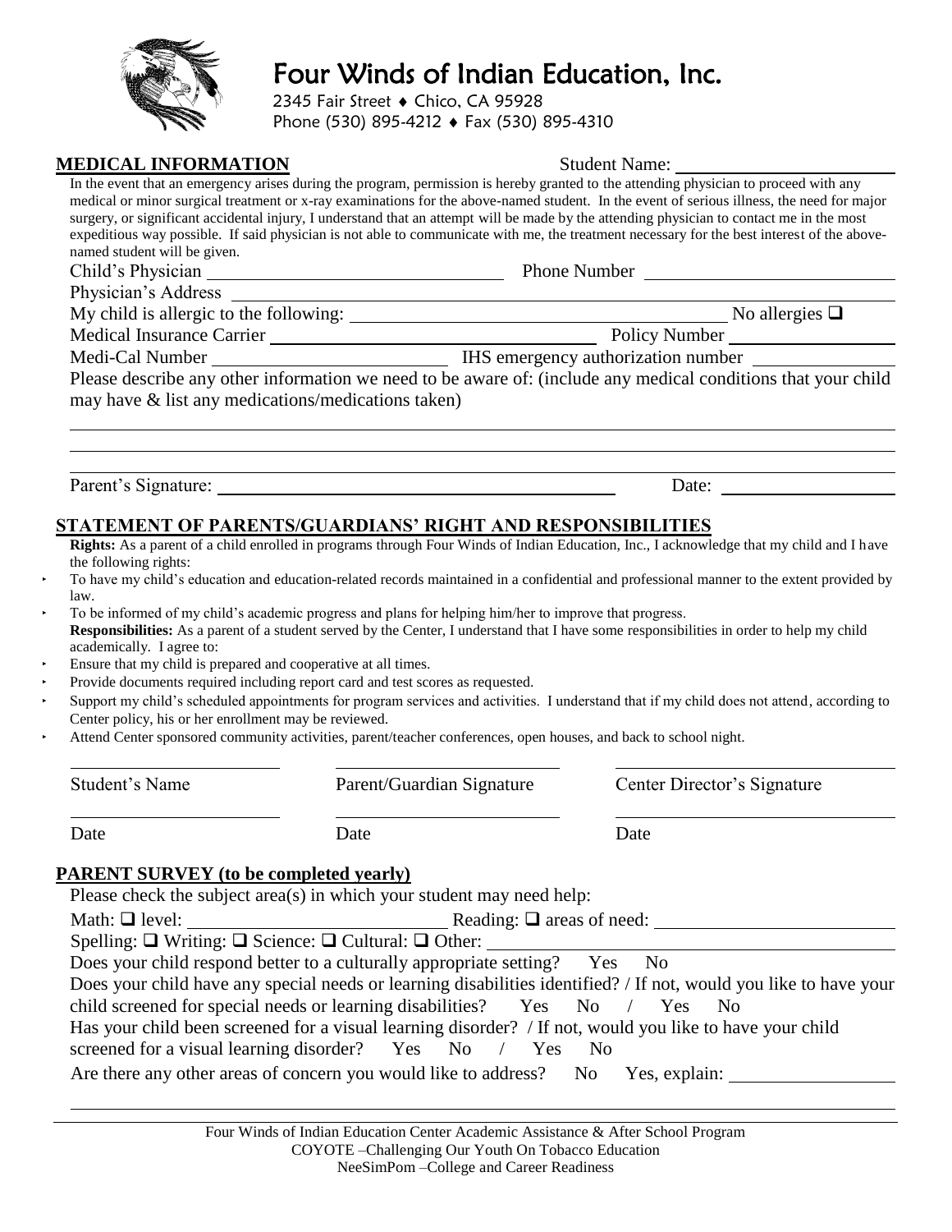# Four Winds of Indian Education, Inc.

2345 Fair Street ♦ Chico, CA 95928
Phone (530) 895-4212 ♦ Fax (530) 895-4310

## MEDICAL INFORMATION

Student Name: ____________________

In the event that an emergency arises during the program, permission is hereby granted to the attending physician to proceed with any medical or minor surgical treatment or x-ray examinations for the above-named student. In the event of serious illness, the need for major surgery, or significant accidental injury, I understand that an attempt will be made by the attending physician to contact me in the most expeditious way possible. If said physician is not able to communicate with me, the treatment necessary for the best interest of the above-named student will be given.

Child's Physician ____________________ Phone Number ____________________

Physician's Address ____________________

My child is allergic to the following: ____________________ No allergies ❑

Medical Insurance Carrier ____________________ Policy Number ____________________

Medi-Cal Number ____________________ IHS emergency authorization number ____________________

Please describe any other information we need to be aware of: (include any medical conditions that your child may have & list any medications/medications taken)

____________________

____________________

____________________

Parent's Signature: ____________________ Date: ____________________

## STATEMENT OF PARENTS/GUARDIANS' RIGHT AND RESPONSIBILITIES

**Rights:** As a parent of a child enrolled in programs through Four Winds of Indian Education, Inc., I acknowledge that my child and I have the following rights:

- To have my child's education and education-related records maintained in a confidential and professional manner to the extent provided by law.
- To be informed of my child's academic progress and plans for helping him/her to improve that progress.

**Responsibilities:** As a parent of a student served by the Center, I understand that I have some responsibilities in order to help my child academically. I agree to:

- Ensure that my child is prepared and cooperative at all times.
- Provide documents required including report card and test scores as requested.
- Support my child's scheduled appointments for program services and activities. I understand that if my child does not attend, according to Center policy, his or her enrollment may be reviewed.
- Attend Center sponsored community activities, parent/teacher conferences, open houses, and back to school night.

| ____________________ | ____________________ | ____________________ |
|---|---|---|
| Student's Name | Parent/Guardian Signature | Center Director's Signature |
| ____________________ | ____________________ | ____________________ |
| Date | Date | Date |

## PARENT SURVEY (to be completed yearly)

Please check the subject area(s) in which your student may need help:

Math: ❑ level: ____________________ Reading: ❑ areas of need: ____________________

Spelling: ❑ Writing: ❑ Science: ❑ Cultural: ❑ Other: ____________________

Does your child respond better to a culturally appropriate setting? Yes No

Does your child have any special needs or learning disabilities identified? / If not, would you like to have your child screened for special needs or learning disabilities? Yes No / Yes No

Has your child been screened for a visual learning disorder? / If not, would you like to have your child screened for a visual learning disorder? Yes No / Yes No

Are there any other areas of concern you would like to address? No Yes, explain: ____________________

____________________

Four Winds of Indian Education Center Academic Assistance & After School Program
COYOTE –Challenging Our Youth On Tobacco Education
NeeSimPom –College and Career Readiness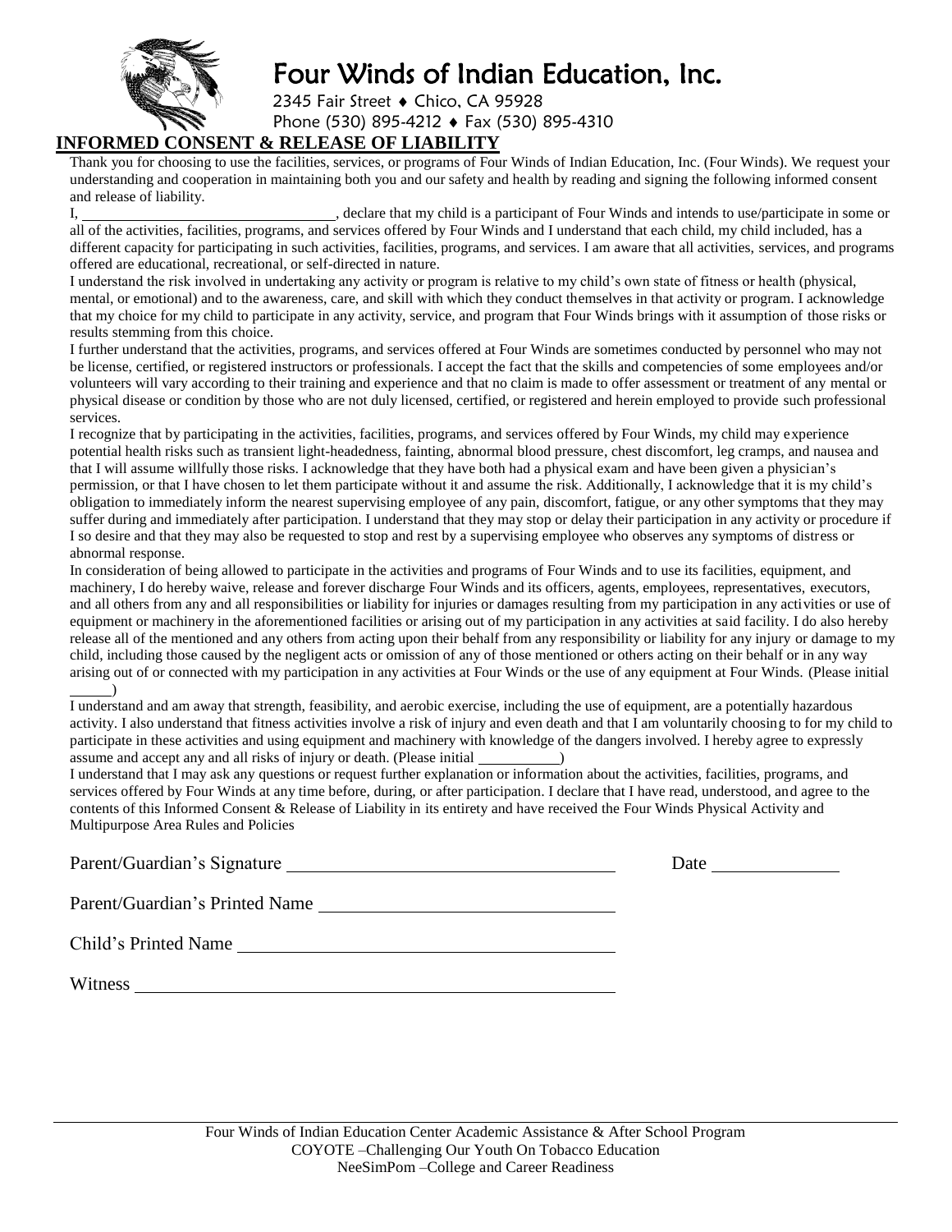# Four Winds of Indian Education, Inc.

2345 Fair Street ♦ Chico, CA 95928

Phone (530) 895-4212 ♦ Fax (530) 895-4310

## INFORMED CONSENT & RELEASE OF LIABILITY

Thank you for choosing to use the facilities, services, or programs of Four Winds of Indian Education, Inc. (Four Winds). We request your understanding and cooperation in maintaining both you and our safety and health by reading and signing the following informed consent and release of liability.

I, ______________________________, declare that my child is a participant of Four Winds and intends to use/participate in some or all of the activities, facilities, programs, and services offered by Four Winds and I understand that each child, my child included, has a different capacity for participating in such activities, facilities, programs, and services. I am aware that all activities, services, and programs offered are educational, recreational, or self-directed in nature.

I understand the risk involved in undertaking any activity or program is relative to my child's own state of fitness or health (physical, mental, or emotional) and to the awareness, care, and skill with which they conduct themselves in that activity or program. I acknowledge that my choice for my child to participate in any activity, service, and program that Four Winds brings with it assumption of those risks or results stemming from this choice.

I further understand that the activities, programs, and services offered at Four Winds are sometimes conducted by personnel who may not be license, certified, or registered instructors or professionals. I accept the fact that the skills and competencies of some employees and/or volunteers will vary according to their training and experience and that no claim is made to offer assessment or treatment of any mental or physical disease or condition by those who are not duly licensed, certified, or registered and herein employed to provide such professional services.

I recognize that by participating in the activities, facilities, programs, and services offered by Four Winds, my child may experience potential health risks such as transient light-headedness, fainting, abnormal blood pressure, chest discomfort, leg cramps, and nausea and that I will assume willfully those risks. I acknowledge that they have both had a physical exam and have been given a physician's permission, or that I have chosen to let them participate without it and assume the risk. Additionally, I acknowledge that it is my child's obligation to immediately inform the nearest supervising employee of any pain, discomfort, fatigue, or any other symptoms that they may suffer during and immediately after participation. I understand that they may stop or delay their participation in any activity or procedure if I so desire and that they may also be requested to stop and rest by a supervising employee who observes any symptoms of distress or abnormal response.

In consideration of being allowed to participate in the activities and programs of Four Winds and to use its facilities, equipment, and machinery, I do hereby waive, release and forever discharge Four Winds and its officers, agents, employees, representatives, executors, and all others from any and all responsibilities or liability for injuries or damages resulting from my participation in any activities or use of equipment or machinery in the aforementioned facilities or arising out of my participation in any activities at said facility. I do also hereby release all of the mentioned and any others from acting upon their behalf from any responsibility or liability for any injury or damage to my child, including those caused by the negligent acts or omission of any of those mentioned or others acting on their behalf or in any way arising out of or connected with my participation in any activities at Four Winds or the use of any equipment at Four Winds. (Please initial _____)

I understand and am away that strength, feasibility, and aerobic exercise, including the use of equipment, are a potentially hazardous activity. I also understand that fitness activities involve a risk of injury and even death and that I am voluntarily choosing to for my child to participate in these activities and using equipment and machinery with knowledge of the dangers involved. I hereby agree to expressly assume and accept any and all risks of injury or death. (Please initial __________)

I understand that I may ask any questions or request further explanation or information about the activities, facilities, programs, and services offered by Four Winds at any time before, during, or after participation. I declare that I have read, understood, and agree to the contents of this Informed Consent & Release of Liability in its entirety and have received the Four Winds Physical Activity and Multipurpose Area Rules and Policies

Parent/Guardian's Signature ______________________________ Date ____________

Parent/Guardian's Printed Name ______________________________

Child's Printed Name ______________________________

Witness ______________________________

Four Winds of Indian Education Center Academic Assistance & After School Program
COYOTE –Challenging Our Youth On Tobacco Education
NeeSimPom –College and Career Readiness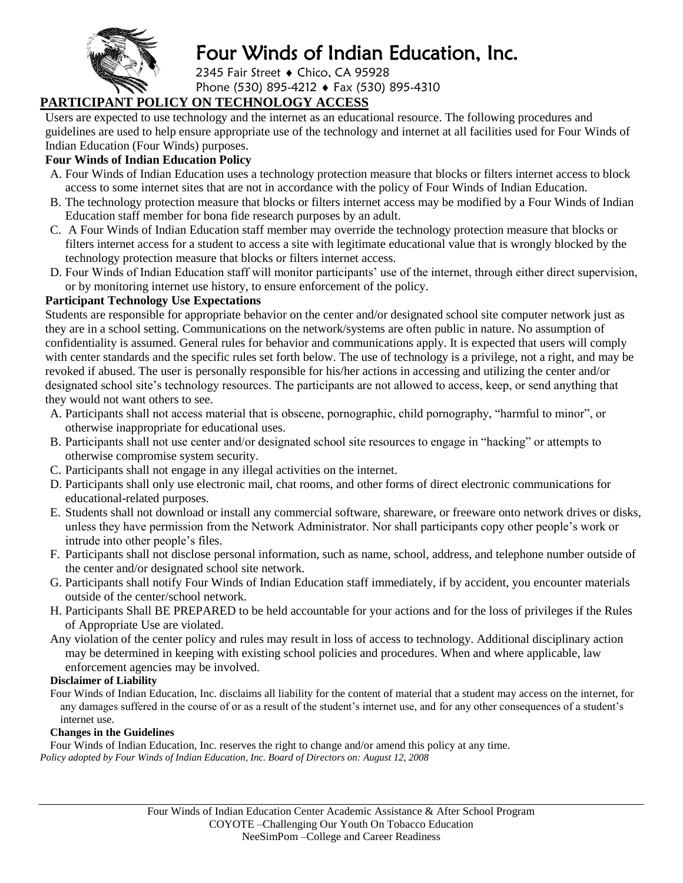# Four Winds of Indian Education, Inc.

2345 Fair Street ♦ Chico, CA 95928
Phone (530) 895-4212 ♦ Fax (530) 895-4310

## PARTICIPANT POLICY ON TECHNOLOGY ACCESS

Users are expected to use technology and the internet as an educational resource. The following procedures and guidelines are used to help ensure appropriate use of the technology and internet at all facilities used for Four Winds of Indian Education (Four Winds) purposes.

**Four Winds of Indian Education Policy**

A. Four Winds of Indian Education uses a technology protection measure that blocks or filters internet access to block access to some internet sites that are not in accordance with the policy of Four Winds of Indian Education.
B. The technology protection measure that blocks or filters internet access may be modified by a Four Winds of Indian Education staff member for bona fide research purposes by an adult.
C. A Four Winds of Indian Education staff member may override the technology protection measure that blocks or filters internet access for a student to access a site with legitimate educational value that is wrongly blocked by the technology protection measure that blocks or filters internet access.
D. Four Winds of Indian Education staff will monitor participants' use of the internet, through either direct supervision, or by monitoring internet use history, to ensure enforcement of the policy.

**Participant Technology Use Expectations**

Students are responsible for appropriate behavior on the center and/or designated school site computer network just as they are in a school setting. Communications on the network/systems are often public in nature. No assumption of confidentiality is assumed. General rules for behavior and communications apply. It is expected that users will comply with center standards and the specific rules set forth below. The use of technology is a privilege, not a right, and may be revoked if abused. The user is personally responsible for his/her actions in accessing and utilizing the center and/or designated school site's technology resources. The participants are not allowed to access, keep, or send anything that they would not want others to see.

A. Participants shall not access material that is obscene, pornographic, child pornography, "harmful to minor", or otherwise inappropriate for educational uses.
B. Participants shall not use center and/or designated school site resources to engage in "hacking" or attempts to otherwise compromise system security.
C. Participants shall not engage in any illegal activities on the internet.
D. Participants shall only use electronic mail, chat rooms, and other forms of direct electronic communications for educational-related purposes.
E. Students shall not download or install any commercial software, shareware, or freeware onto network drives or disks, unless they have permission from the Network Administrator. Nor shall participants copy other people's work or intrude into other people's files.
F. Participants shall not disclose personal information, such as name, school, address, and telephone number outside of the center and/or designated school site network.
G. Participants shall notify Four Winds of Indian Education staff immediately, if by accident, you encounter materials outside of the center/school network.
H. Participants Shall BE PREPARED to be held accountable for your actions and for the loss of privileges if the Rules of Appropriate Use are violated.

Any violation of the center policy and rules may result in loss of access to technology. Additional disciplinary action may be determined in keeping with existing school policies and procedures. When and where applicable, law enforcement agencies may be involved.

**Disclaimer of Liability**

Four Winds of Indian Education, Inc. disclaims all liability for the content of material that a student may access on the internet, for any damages suffered in the course of or as a result of the student's internet use, and for any other consequences of a student's internet use.

**Changes in the Guidelines**

Four Winds of Indian Education, Inc. reserves the right to change and/or amend this policy at any time.

*Policy adopted by Four Winds of Indian Education, Inc. Board of Directors on: August 12, 2008*

Four Winds of Indian Education Center Academic Assistance & After School Program
COYOTE –Challenging Our Youth On Tobacco Education
NeeSimPom –College and Career Readiness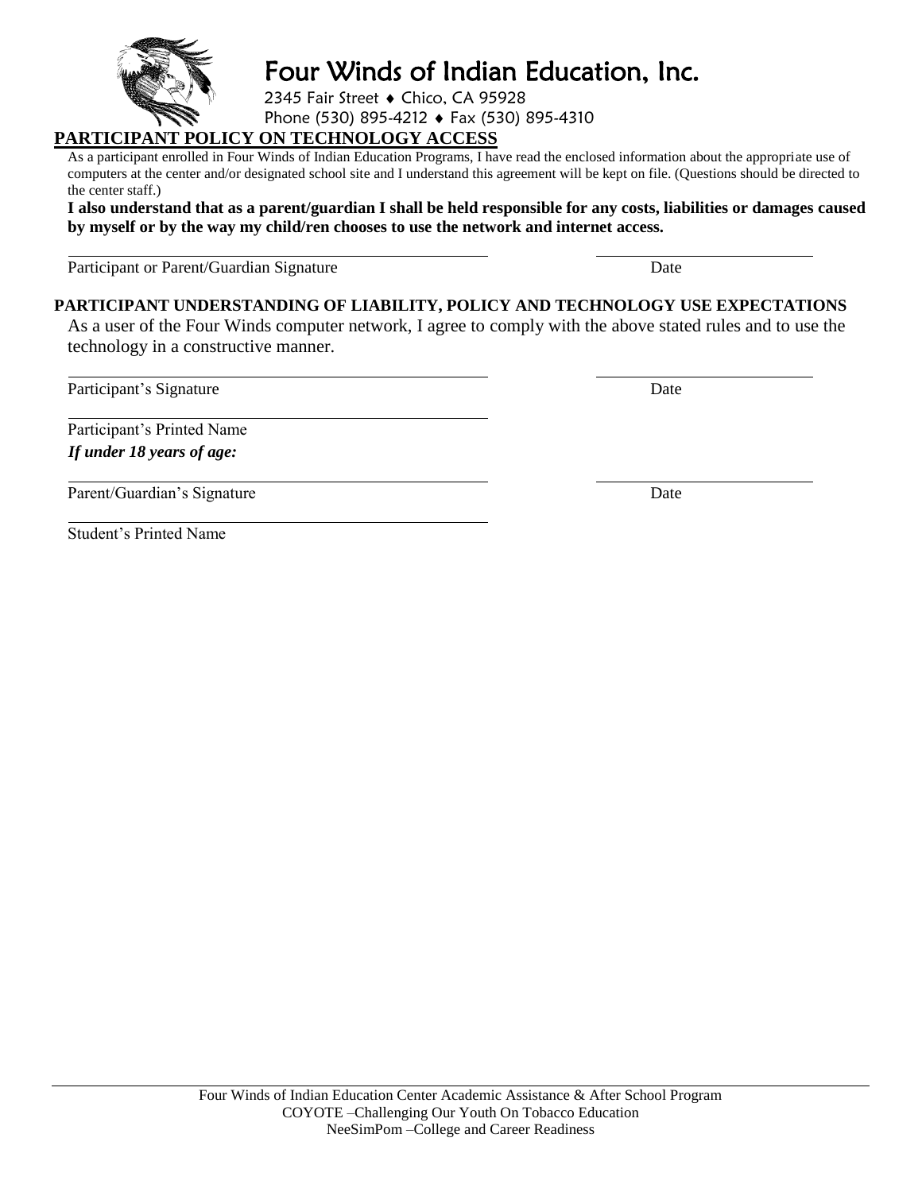# Four Winds of Indian Education, Inc.

2345 Fair Street ♦ Chico, CA 95928
Phone (530) 895-4212 ♦ Fax (530) 895-4310

## PARTICIPANT POLICY ON TECHNOLOGY ACCESS

As a participant enrolled in Four Winds of Indian Education Programs, I have read the enclosed information about the appropriate use of computers at the center and/or designated school site and I understand this agreement will be kept on file. (Questions should be directed to the center staff.)

**I also understand that as a parent/guardian I shall be held responsible for any costs, liabilities or damages caused by myself or by the way my child/ren chooses to use the network and internet access.**

\_\_\_\_\_\_\_\_\_\_\_\_\_\_\_\_\_\_\_\_\_\_\_\_\_\_\_\_\_\_\_\_\_\_\_\_ \_\_\_\_\_\_\_\_\_\_\_\_\_\_\_\_\_\_\_\_
Participant or Parent/Guardian Signature Date

## PARTICIPANT UNDERSTANDING OF LIABILITY, POLICY AND TECHNOLOGY USE EXPECTATIONS

As a user of the Four Winds computer network, I agree to comply with the above stated rules and to use the technology in a constructive manner.

\_\_\_\_\_\_\_\_\_\_\_\_\_\_\_\_\_\_\_\_\_\_\_\_\_\_\_\_\_\_\_\_\_\_\_\_ \_\_\_\_\_\_\_\_\_\_\_\_\_\_\_\_\_\_\_\_
Participant's Signature Date

\_\_\_\_\_\_\_\_\_\_\_\_\_\_\_\_\_\_\_\_\_\_\_\_\_\_\_\_\_\_\_\_\_\_\_\_
Participant's Printed Name

***If under 18 years of age:***

\_\_\_\_\_\_\_\_\_\_\_\_\_\_\_\_\_\_\_\_\_\_\_\_\_\_\_\_\_\_\_\_\_\_\_\_ \_\_\_\_\_\_\_\_\_\_\_\_\_\_\_\_\_\_\_\_
Parent/Guardian's Signature Date

\_\_\_\_\_\_\_\_\_\_\_\_\_\_\_\_\_\_\_\_\_\_\_\_\_\_\_\_\_\_\_\_\_\_\_\_
Student's Printed Name

Four Winds of Indian Education Center Academic Assistance & After School Program
COYOTE –Challenging Our Youth On Tobacco Education
NeeSimPom –College and Career Readiness